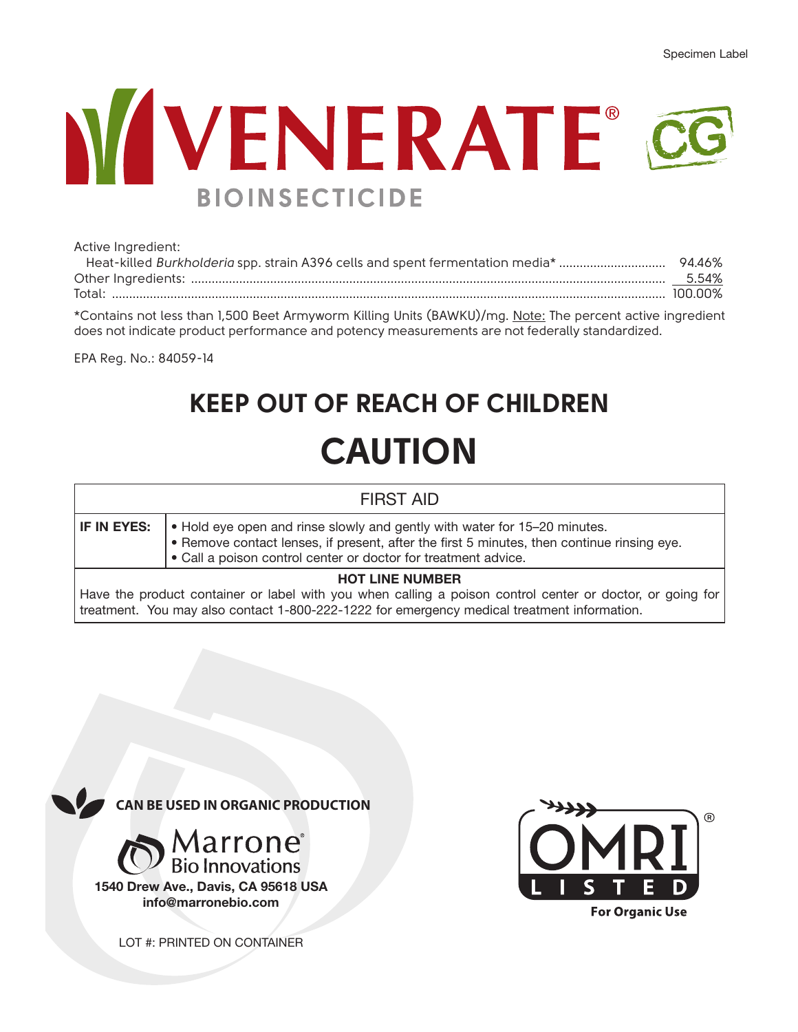Specimen Label

# VENERATE® CG

## BIOINSECTICIDE

Active Ingredient:

| | |
|---|---|
| Heat-killed *Burkholderia* spp. strain A396 cells and spent fermentation media* | 94.46% |
| Other Ingredients: | 5.54% |
| Total: | 100.00% |

*Contains not less than 1,500 Beet Armyworm Killing Units (BAWKU)/mg. Note: The percent active ingredient does not indicate product performance and potency measurements are not federally standardized.

EPA Reg. No.: 84059-14

## KEEP OUT OF REACH OF CHILDREN

# CAUTION

| FIRST AID | |
|---|---|
| **IF IN EYES:** | • Hold eye open and rinse slowly and gently with water for 15–20 minutes.<br>• Remove contact lenses, if present, after the first 5 minutes, then continue rinsing eye.<br>• Call a poison control center or doctor for treatment advice. |
| **HOT LINE NUMBER** | Have the product container or label with you when calling a poison control center or doctor, or going for treatment. You may also contact 1-800-222-1222 for emergency medical treatment information. |

**CAN BE USED IN ORGANIC PRODUCTION**

Marrone® Bio Innovations

**1540 Drew Ave., Davis, CA 95618 USA**

**info@marronebio.com**

LOT #: PRINTED ON CONTAINER

OMRI® LISTED

**For Organic Use**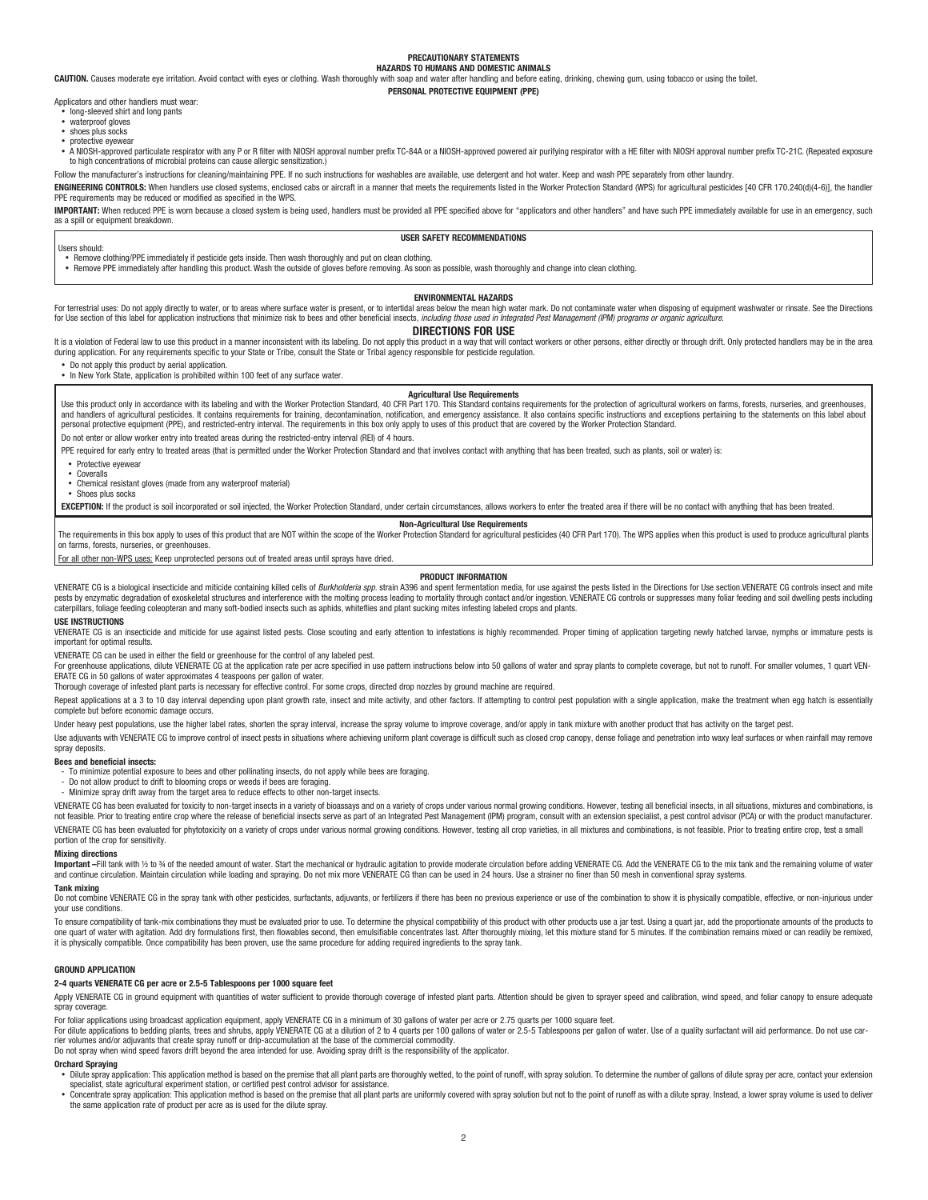# PRECAUTIONARY STATEMENTS

## HAZARDS TO HUMANS AND DOMESTIC ANIMALS

**CAUTION.** Causes moderate eye irritation. Avoid contact with eyes or clothing. Wash thoroughly with soap and water after handling and before eating, drinking, chewing gum, using tobacco or using the toilet.

### PERSONAL PROTECTIVE EQUIPMENT (PPE)

Applicators and other handlers must wear:

- long-sleeved shirt and long pants
- waterproof gloves
- shoes plus socks
- protective eyewear
- A NIOSH-approved particulate respirator with any P or R filter with NIOSH approval number prefix TC-84A or a NIOSH-approved powered air purifying respirator with a HE filter with NIOSH approval number prefix TC-21C. (Repeated exposure to high concentrations of microbial proteins can cause allergic sensitization.)

Follow the manufacturer's instructions for cleaning/maintaining PPE. If no such instructions for washables are available, use detergent and hot water. Keep and wash PPE separately from other laundry.

**ENGINEERING CONTROLS:** When handlers use closed systems, enclosed cabs or aircraft in a manner that meets the requirements listed in the Worker Protection Standard (WPS) for agricultural pesticides [40 CFR 170.240(d)(4-6)], the handler PPE requirements may be reduced or modified as specified in the WPS.

**IMPORTANT:** When reduced PPE is worn because a closed system is being used, handlers must be provided all PPE specified above for "applicators and other handlers" and have such PPE immediately available for use in an emergency, such as a spill or equipment breakdown.

### USER SAFETY RECOMMENDATIONS

Users should:

- Remove clothing/PPE immediately if pesticide gets inside. Then wash thoroughly and put on clean clothing.
- Remove PPE immediately after handling this product. Wash the outside of gloves before removing. As soon as possible, wash thoroughly and change into clean clothing.

### ENVIRONMENTAL HAZARDS

For terrestrial uses: Do not apply directly to water, or to areas where surface water is present, or to intertidal areas below the mean high water mark. Do not contaminate water when disposing of equipment washwater or rinsate. See the Directions for Use section of this label for application instructions that minimize risk to bees and other beneficial insects, *including those used in Integrated Pest Management (IPM) programs or organic agriculture.*

# DIRECTIONS FOR USE

It is a violation of Federal law to use this product in a manner inconsistent with its labeling. Do not apply this product in a way that will contact workers or other persons, either directly or through drift. Only protected handlers may be in the area during application. For any requirements specific to your State or Tribe, consult the State or Tribal agency responsible for pesticide regulation.

- Do not apply this product by aerial application.
- In New York State, application is prohibited within 100 feet of any surface water.

### Agricultural Use Requirements

Use this product only in accordance with its labeling and with the Worker Protection Standard, 40 CFR Part 170. This Standard contains requirements for the protection of agricultural workers on farms, forests, nurseries, and greenhouses, and handlers of agricultural pesticides. It contains requirements for training, decontamination, notification, and emergency assistance. It also contains specific instructions and exceptions pertaining to the statements on this label about personal protective equipment (PPE), and restricted-entry interval. The requirements in this box only apply to uses of this product that are covered by the Worker Protection Standard.

Do not enter or allow worker entry into treated areas during the restricted-entry interval (REI) of 4 hours.

PPE required for early entry to treated areas (that is permitted under the Worker Protection Standard and that involves contact with anything that has been treated, such as plants, soil or water) is:

- Protective eyewear
- Coveralls
- Chemical resistant gloves (made from any waterproof material)
- Shoes plus socks

**EXCEPTION:** If the product is soil incorporated or soil injected, the Worker Protection Standard, under certain circumstances, allows workers to enter the treated area if there will be no contact with anything that has been treated.

### Non-Agricultural Use Requirements

The requirements in this box apply to uses of this product that are NOT within the scope of the Worker Protection Standard for agricultural pesticides (40 CFR Part 170). The WPS applies when this product is used to produce agricultural plants on farms, forests, nurseries, or greenhouses.

For all other non-WPS uses: Keep unprotected persons out of treated areas until sprays have dried.

### PRODUCT INFORMATION

VENERATE CG is a biological insecticide and miticide containing killed cells of *Burkholderia spp.* strain A396 and spent fermentation media, for use against the pests listed in the Directions for Use section.VENERATE CG controls insect and mite pests by enzymatic degradation of exoskeletal structures and interference with the molting process leading to mortality through contact and/or ingestion. VENERATE CG controls or suppresses many foliar feeding and soil dwelling pests including caterpillars, foliage feeding coleopteran and many soft-bodied insects such as aphids, whiteflies and plant sucking mites infesting labeled crops and plants.

### USE INSTRUCTIONS

VENERATE CG is an insecticide and miticide for use against listed pests. Close scouting and early attention to infestations is highly recommended. Proper timing of application targeting newly hatched larvae, nymphs or immature pests is important for optimal results.

VENERATE CG can be used in either the field or greenhouse for the control of any labeled pest.

For greenhouse applications, dilute VENERATE CG at the application rate per acre specified in use pattern instructions below into 50 gallons of water and spray plants to complete coverage, but not to runoff. For smaller volumes, 1 quart VENERATE CG in 50 gallons of water approximates 4 teaspoons per gallon of water.

Thorough coverage of infested plant parts is necessary for effective control. For some crops, directed drop nozzles by ground machine are required.

Repeat applications at a 3 to 10 day interval depending upon plant growth rate, insect and mite activity, and other factors. If attempting to control pest population with a single application, make the treatment when egg hatch is essentially complete but before economic damage occurs.

Under heavy pest populations, use the higher label rates, shorten the spray interval, increase the spray volume to improve coverage, and/or apply in tank mixture with another product that has activity on the target pest.

Use adjuvants with VENERATE CG to improve control of insect pests in situations where achieving uniform plant coverage is difficult such as closed crop canopy, dense foliage and penetration into waxy leaf surfaces or when rainfall may remove spray deposits.

### Bees and beneficial insects:

- To minimize potential exposure to bees and other pollinating insects, do not apply while bees are foraging.
- Do not allow product to drift to blooming crops or weeds if bees are foraging.
- Minimize spray drift away from the target area to reduce effects to other non-target insects.

VENERATE CG has been evaluated for toxicity to non-target insects in a variety of bioassays and on a variety of crops under various normal growing conditions. However, testing all beneficial insects, in all situations, mixtures and combinations, is not feasible. Prior to treating entire crop where the release of beneficial insects serve as part of an Integrated Pest Management (IPM) program, consult with an extension specialist, a pest control advisor (PCA) or with the product manufacturer.

VENERATE CG has been evaluated for phytotoxicity on a variety of crops under various normal growing conditions. However, testing all crop varieties, in all mixtures and combinations, is not feasible. Prior to treating entire crop, test a small portion of the crop for sensitivity.

### Mixing directions

**Important** –Fill tank with ½ to ¾ of the needed amount of water. Start the mechanical or hydraulic agitation to provide moderate circulation before adding VENERATE CG. Add the VENERATE CG to the mix tank and the remaining volume of water and continue circulation. Maintain circulation while loading and spraying. Do not mix more VENERATE CG than can be used in 24 hours. Use a strainer no finer than 50 mesh in conventional spray systems.

### Tank mixing

Do not combine VENERATE CG in the spray tank with other pesticides, surfactants, adjuvants, or fertilizers if there has been no previous experience or use of the combination to show it is physically compatible, effective, or non-injurious under your use conditions.

To ensure compatibility of tank-mix combinations they must be evaluated prior to use. To determine the physical compatibility of this product with other products use a jar test. Using a quart jar, add the proportionate amounts of the products to one quart of water with agitation. Add dry formulations first, then flowables second, then emulsifiable concentrates last. After thoroughly mixing, let this mixture stand for 5 minutes. If the combination remains mixed or can readily be remixed, it is physically compatible. Once compatibility has been proven, use the same procedure for adding required ingredients to the spray tank.

### GROUND APPLICATION

#### 2-4 quarts VENERATE CG per acre or 2.5-5 Tablespoons per 1000 square feet

Apply VENERATE CG in ground equipment with quantities of water sufficient to provide thorough coverage of infested plant parts. Attention should be given to sprayer speed and calibration, wind speed, and foliar canopy to ensure adequate spray coverage.

For foliar applications using broadcast application equipment, apply VENERATE CG in a minimum of 30 gallons of water per acre or 2.75 quarts per 1000 square feet.

For dilute applications to bedding plants, trees and shrubs, apply VENERATE CG at a dilution of 2 to 4 quarts per 100 gallons of water or 2.5-5 Tablespoons per gallon of water. Use of a quality surfactant will aid performance. Do not use carrier volumes and/or adjuvants that create spray runoff or drip-accumulation at the base of the commercial commodity.

Do not spray when wind speed favors drift beyond the area intended for use. Avoiding spray drift is the responsibility of the applicator.

#### Orchard Spraying

- Dilute spray application: This application method is based on the premise that all plant parts are thoroughly wetted, to the point of runoff, with spray solution. To determine the number of gallons of dilute spray per acre, contact your extension specialist, state agricultural experiment station, or certified pest control advisor for assistance.
- Concentrate spray application: This application method is based on the premise that all plant parts are uniformly covered with spray solution but not to the point of runoff as with a dilute spray. Instead, a lower spray volume is used to deliver the same application rate of product per acre as is used for the dilute spray.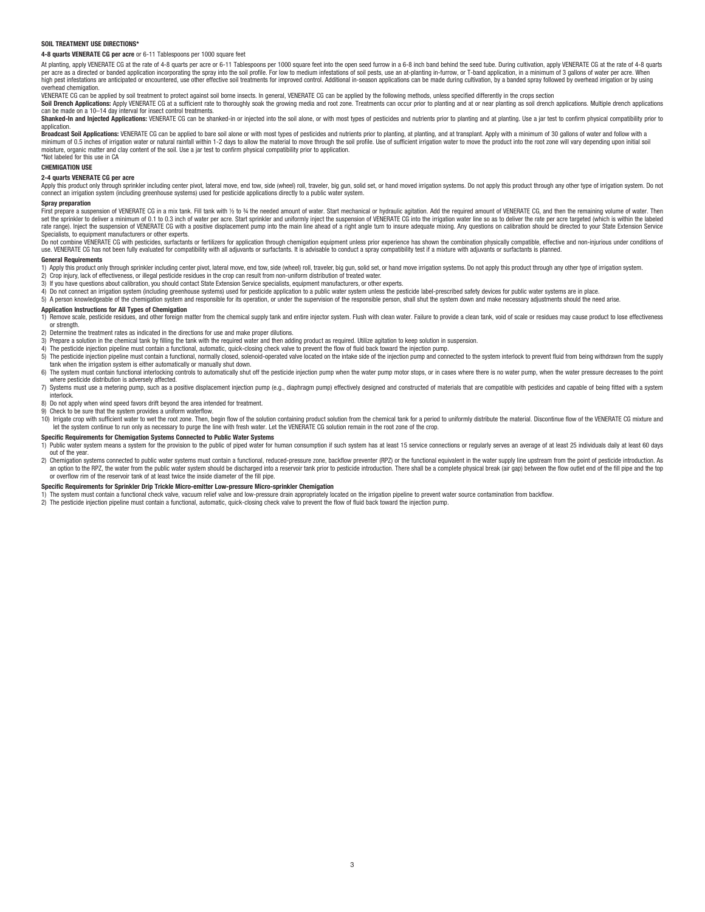## SOIL TREATMENT USE DIRECTIONS*

**4-8 quarts VENERATE CG per acre** or 6-11 Tablespoons per 1000 square feet

At planting, apply VENERATE CG at the rate of 4-8 quarts per acre or 6-11 Tablespoons per 1000 square feet into the open seed furrow in a 6-8 inch band behind the seed tube. During cultivation, apply VENERATE CG at the rate of 4-8 quarts per acre as a directed or banded application incorporating the spray into the soil profile. For low to medium infestations of soil pests, use an at-planting in-furrow, or T-band application, in a minimum of 3 gallons of water per acre. When high pest infestations are anticipated or encountered, use other effective soil treatments for improved control. Additional in-season applications can be made during cultivation, by a banded spray followed by overhead irrigation or by using overhead chemigation.

VENERATE CG can be applied by soil treatment to protect against soil borne insects. In general, VENERATE CG can be applied by the following methods, unless specified differently in the crops section

**Soil Drench Applications:** Apply VENERATE CG at a sufficient rate to thoroughly soak the growing media and root zone. Treatments can occur prior to planting and at or near planting as soil drench applications. Multiple drench applications can be made on a 10–14 day interval for insect control treatments.

**Shanked-In and Injected Applications:** VENERATE CG can be shanked-in or injected into the soil alone, or with most types of pesticides and nutrients prior to planting and at planting. Use a jar test to confirm physical compatibility prior to application.

**Broadcast Soil Applications:** VENERATE CG can be applied to bare soil alone or with most types of pesticides and nutrients prior to planting, at planting, and at transplant. Apply with a minimum of 30 gallons of water and follow with a minimum of 0.5 inches of irrigation water or natural rainfall within 1-2 days to allow the material to move through the soil profile. Use of sufficient irrigation water to move the product into the root zone will vary depending upon initial soil moisture, organic matter and clay content of the soil. Use a jar test to confirm physical compatibility prior to application.

*Not labeled for this use in CA

## CHEMIGATION USE

**2-4 quarts VENERATE CG per acre**

Apply this product only through sprinkler including center pivot, lateral move, end tow, side (wheel) roll, traveler, big gun, solid set, or hand moved irrigation systems. Do not apply this product through any other type of irrigation system. Do not connect an irrigation system (including greenhouse systems) used for pesticide applications directly to a public water system.

### Spray preparation

First prepare a suspension of VENERATE CG in a mix tank. Fill tank with ½ to ¾ the needed amount of water. Start mechanical or hydraulic agitation. Add the required amount of VENERATE CG, and then the remaining volume of water. Then set the sprinkler to deliver a minimum of 0.1 to 0.3 inch of water per acre. Start sprinkler and uniformly inject the suspension of VENERATE CG into the irrigation water line so as to deliver the rate per acre targeted (which is within the labeled rate range). Inject the suspension of VENERATE CG with a positive displacement pump into the main line ahead of a right angle turn to insure adequate mixing. Any questions on calibration should be directed to your State Extension Service Specialists, to equipment manufacturers or other experts.

Do not combine VENERATE CG with pesticides, surfactants or fertilizers for application through chemigation equipment unless prior experience has shown the combination physically compatible, effective and non-injurious under conditions of use. VENERATE CG has not been fully evaluated for compatibility with all adjuvants or surfactants. It is advisable to conduct a spray compatibility test if a mixture with adjuvants or surfactants is planned.

### General Requirements

1) Apply this product only through sprinkler including center pivot, lateral move, end tow, side (wheel) roll, traveler, big gun, solid set, or hand move irrigation systems. Do not apply this product through any other type of irrigation system.
2) Crop injury, lack of effectiveness, or illegal pesticide residues in the crop can result from non-uniform distribution of treated water.
3) If you have questions about calibration, you should contact State Extension Service specialists, equipment manufacturers, or other experts.
4) Do not connect an irrigation system (including greenhouse systems) used for pesticide application to a public water system unless the pesticide label-prescribed safety devices for public water systems are in place.
5) A person knowledgeable of the chemigation system and responsible for its operation, or under the supervision of the responsible person, shall shut the system down and make necessary adjustments should the need arise.

### Application Instructions for All Types of Chemigation

1) Remove scale, pesticide residues, and other foreign matter from the chemical supply tank and entire injector system. Flush with clean water. Failure to provide a clean tank, void of scale or residues may cause product to lose effectiveness or strength.
2) Determine the treatment rates as indicated in the directions for use and make proper dilutions.
3) Prepare a solution in the chemical tank by filling the tank with the required water and then adding product as required. Utilize agitation to keep solution in suspension.
4) The pesticide injection pipeline must contain a functional, automatic, quick-closing check valve to prevent the flow of fluid back toward the injection pump.
5) The pesticide injection pipeline must contain a functional, normally closed, solenoid-operated valve located on the intake side of the injection pump and connected to the system interlock to prevent fluid from being withdrawn from the supply tank when the irrigation system is either automatically or manually shut down.
6) The system must contain functional interlocking controls to automatically shut off the pesticide injection pump when the water pump motor stops, or in cases where there is no water pump, when the water pressure decreases to the point where pesticide distribution is adversely affected.
7) Systems must use a metering pump, such as a positive displacement injection pump (e.g., diaphragm pump) effectively designed and constructed of materials that are compatible with pesticides and capable of being fitted with a system interlock.
8) Do not apply when wind speed favors drift beyond the area intended for treatment.
9) Check to be sure that the system provides a uniform waterflow.
10) Irrigate crop with sufficient water to wet the root zone. Then, begin flow of the solution containing product solution from the chemical tank for a period to uniformly distribute the material. Discontinue flow of the VENERATE CG mixture and let the system continue to run only as necessary to purge the line with fresh water. Let the VENERATE CG solution remain in the root zone of the crop.

### Specific Requirements for Chemigation Systems Connected to Public Water Systems

1) Public water system means a system for the provision to the public of piped water for human consumption if such system has at least 15 service connections or regularly serves an average of at least 25 individuals daily at least 60 days out of the year.
2) Chemigation systems connected to public water systems must contain a functional, reduced-pressure zone, backflow preventer (RPZ) or the functional equivalent in the water supply line upstream from the point of pesticide introduction. As an option to the RPZ, the water from the public water system should be discharged into a reservoir tank prior to pesticide introduction. There shall be a complete physical break (air gap) between the flow outlet end of the fill pipe and the top or overflow rim of the reservoir tank of at least twice the inside diameter of the fill pipe.

### Specific Requirements for Sprinkler Drip Trickle Micro-emitter Low-pressure Micro-sprinkler Chemigation

1) The system must contain a functional check valve, vacuum relief valve and low-pressure drain appropriately located on the irrigation pipeline to prevent water source contamination from backflow.
2) The pesticide injection pipeline must contain a functional, automatic, quick-closing check valve to prevent the flow of fluid back toward the injection pump.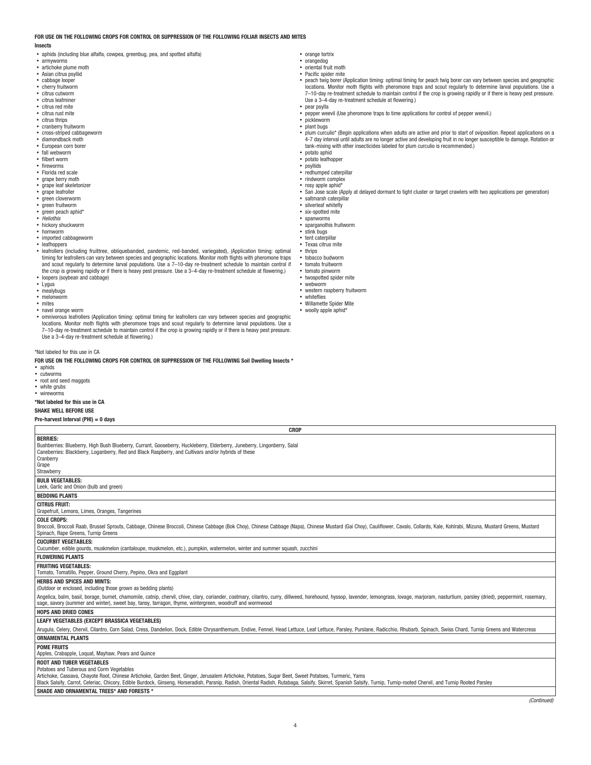**FOR USE ON THE FOLLOWING CROPS FOR CONTROL OR SUPPRESSION OF THE FOLLOWING FOLIAR INSECTS AND MITES**

**Insects**

- aphids (including blue alfalfa, cowpea, greenbug, pea, and spotted alfalfa)
- armyworms
- artichoke plume moth
- Asian citrus psyllid
- cabbage looper
- cherry fruitworm
- citrus cutworm
- citrus leafminer
- citrus red mite
- citrus rust mite
- citrus thrips
- cranberry fruitworm
- cross-striped cabbageworm
- diamondback moth
- European corn borer
- fall webworm
- filbert worm
- fireworms
- Florida red scale
- grape berry moth
- grape leaf skeletonizer
- grape leafroller
- green cloverworm
- green fruitworm
- green peach aphid*
- *Heliothis*
- hickory shuckworm
- hornworm
- imported cabbageworm
- leafhoppers
- leafrollers (including fruittree, obliquebanded, pandemic, red-banded, variegated), (Application timing: optimal timing for leafrollers can vary between species and geographic locations. Monitor moth flights with pheromone traps and scout regularly to determine larval populations. Use a 7–10-day re-treatment schedule to maintain control if the crop is growing rapidly or if there is heavy pest pressure. Use a 3–4-day re-treatment schedule at flowering.)
- loopers (soybean and cabbage)
- Lygus
- mealybugs
- melonworm
- mites
- navel orange worm
- omnivorous leafrollers (Application timing: optimal timing for leafrollers can vary between species and geographic locations. Monitor moth flights with pheromone traps and scout regularly to determine larval populations. Use a 7–10-day re-treatment schedule to maintain control if the crop is growing rapidly or if there is heavy pest pressure. Use a 3–4-day re-treatment schedule at flowering.)
- orange tortrix
- orangedog
- oriental fruit moth
- Pacific spider mite
- peach twig borer (Application timing: optimal timing for peach twig borer can vary between species and geographic locations. Monitor moth flights with pheromone traps and scout regularly to determine larval populations. Use a 7–10-day re-treatment schedule to maintain control if the crop is growing rapidly or if there is heavy pest pressure. Use a 3–4-day re-treatment schedule at flowering.)
- pear psylla
- pepper weevil (Use pheromone traps to time applications for control of pepper weevil.)
- pickleworm
- plant bugs
- plum curculio* (Begin applications when adults are active and prior to start of oviposition. Repeat applications on a 4-7 day interval until adults are no longer active and developing fruit in no longer susceptible to damage. Rotation or tank-mixing with other insecticides labeled for plum curculio is recommended.)
- potato aphid
- potato leafhopper
- psyllids
- redhumped caterpillar
- rindworm complex
- rosy apple aphid*
- San Jose scale (Apply at delayed dormant to tight cluster or target crawlers with two applications per generation)
- saltmarsh caterpillar
- silverleaf whitefly
- six-spotted mite
- spanworms
- sparganothis fruitworm
- stink bugs
- tent caterpillar
- Texas citrus mite
- thrips
- tobacco budworm
- tomato fruitworm
- tomato pinworm
- twospotted spider mite
- webworm
- western raspberry fruitworm
- whiteflies
- Willamette Spider Mite
- woolly apple aphid*

*Not labeled for this use in CA

**FOR USE ON THE FOLLOWING CROPS FOR CONTROL OR SUPPRESSION OF THE FOLLOWING Soil Dwelling Insects ***

- aphids
- cutworms
- root and seed maggots
- white grubs
- wireworms

**\*Not labeled for this use in CA**

**SHAKE WELL BEFORE USE**

**Pre-harvest Interval (PHI) = 0 days**

| CROP |
|---|
| **BERRIES:**<br>Bushberries: Blueberry, High Bush Blueberry, Currant, Gooseberry, Huckleberry, Elderberry, Juneberry, Lingonberry, Salal<br>Caneberries: Blackberry, Loganberry, Red and Black Raspberry, and Cultivars and/or hybrids of these<br>Cranberry<br>Grape<br>Strawberry |
| **BULB VEGETABLES:**<br>Leek, Garlic and Onion (bulb and green) |
| **BEDDING PLANTS** |
| **CITRUS FRUIT:**<br>Grapefruit, Lemons, Limes, Oranges, Tangerines |
| **COLE CROPS:**<br>Broccoli, Broccoli Raab, Brussel Sprouts, Cabbage, Chinese Broccoli, Chinese Cabbage (Bok Choy), Chinese Cabbage (Napa), Chinese Mustard (Gai Choy), Cauliflower, Cavalo, Collards, Kale, Kohlrabi, Mizuna, Mustard Greens, Mustard Spinach, Rape Greens, Turnip Greens |
| **CUCURBIT VEGETABLES:**<br>Cucumber, edible gourds, muskmelon (cantaloupe, muskmelon, etc.), pumpkin, watermelon, winter and summer squash, zucchini |
| **FLOWERING PLANTS** |
| **FRUITING VEGETABLES:**<br>Tomato, Tomatillo, Pepper, Ground Cherry, Pepino, Okra and Eggplant |
| **HERBS AND SPICES AND MINTS:**<br>(Outdoor or enclosed, including those grown as bedding plants)<br>Angelica, balm, basil, borage, burnet, chamomile, catnip, chervil, chive, clary, coriander, costmary, cilantro, curry, dillweed, horehound, hyssop, lavender, lemongrass, lovage, marjoram, nasturtium, parsley (dried), peppermint, rosemary, sage, savory (summer and winter), sweet bay, tansy, tarragon, thyme, wintergreen, woodruff and wormwood |
| **HOPS AND DRIED CONES** |
| **LEAFY VEGETABLES (EXCEPT BRASSICA VEGETABLES)**<br>Arugula, Celery, Chervil, Cilantro, Corn Salad, Cress, Dandelion, Dock, Edible Chrysanthemum, Endive, Fennel, Head Lettuce, Leaf Lettuce, Parsley, Purslane, Radicchio, Rhubarb, Spinach, Swiss Chard, Turnip Greens and Watercress |
| **ORNAMENTAL PLANTS** |
| **POME FRUITS**<br>Apples, Crabapple, Loquat, Mayhaw, Pears and Quince |
| **ROOT AND TUBER VEGETABLES**<br>Potatoes and Tuberous and Corm Vegetables<br>Artichoke, Cassava, Chayote Root, Chinese Artichoke, Garden Beet, Ginger, Jerusalem Artichoke, Potatoes, Sugar Beet, Sweet Potatoes, Turmeric, Yams<br>Black Salsify, Carrot, Celeriac, Chicory, Edible Burdock, Ginseng, Horseradish, Parsnip, Radish, Oriental Radish, Rutabaga, Salsify, Skirret, Spanish Salsify, Turnip, Turnip-rooted Chervil, and Turnip Rooted Parsley |
| **SHADE AND ORNAMENTAL TREES\* AND FORESTS \*** |

*(Continued)*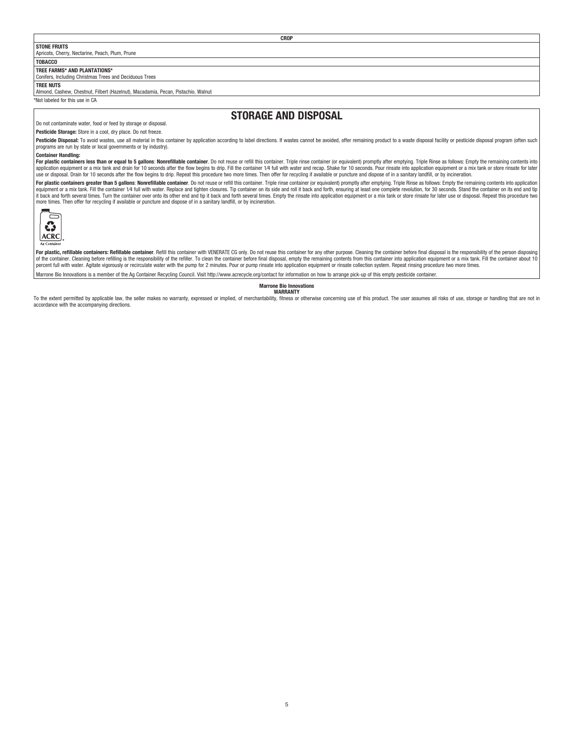| CROP |
|---|
| **STONE FRUITS**<br>Apricots, Cherry, Nectarine, Peach, Plum, Prune |
| **TOBACCO** |
| **TREE FARMS* AND PLANTATIONS***<br>Conifers, Including Christmas Trees and Deciduous Trees |
| **TREE NUTS**<br>Almond, Cashew, Chestnut, Filbert (Hazelnut), Macadamia, Pecan, Pistachio, Walnut |

*Not labeled for this use in CA

## STORAGE AND DISPOSAL

Do not contaminate water, food or feed by storage or disposal.

**Pesticide Storage:** Store in a cool, dry place. Do not freeze.

**Pesticide Disposal:** To avoid wastes, use all material in this container by application according to label directions. If wastes cannot be avoided, offer remaining product to a waste disposal facility or pesticide disposal program (often such programs are run by state or local governments or by industry).

**Container Handling:**

**For plastic containers less than or equal to 5 gallons**: **Nonrefillable container**. Do not reuse or refill this container. Triple rinse container (or equivalent) promptly after emptying. Triple Rinse as follows: Empty the remaining contents into application equipment or a mix tank and drain for 10 seconds after the flow begins to drip. Fill the container 1⁄4 full with water and recap. Shake for 10 seconds. Pour rinsate into application equipment or a mix tank or store rinsate for later use or disposal. Drain for 10 seconds after the flow begins to drip. Repeat this procedure two more times. Then offer for recycling if available or puncture and dispose of in a sanitary landfill, or by incineration.

**For plastic containers greater than 5 gallons**: **Nonrefillable container**. Do not reuse or refill this container. Triple rinse container (or equivalent) promptly after emptying. Triple Rinse as follows: Empty the remaining contents into application equipment or a mix tank. Fill the container 1⁄4 full with water. Replace and tighten closures. Tip container on its side and roll it back and forth, ensuring at least one complete revolution, for 30 seconds. Stand the container on its end and tip it back and forth several times. Turn the container over onto its other end and tip it back and forth several times. Empty the rinsate into application equipment or a mix tank or store rinsate for later use or disposal. Repeat this procedure two more times. Then offer for recycling if available or puncture and dispose of in a sanitary landfill, or by incineration.

ACRC
Ag Container

**For plastic, refillable containers: Refillable container**. Refill this container with VENERATE CG only. Do not reuse this container for any other purpose. Cleaning the container before final disposal is the responsibility of the person disposing of the container. Cleaning before refilling is the responsibility of the refiller. To clean the container before final disposal, empty the remaining contents from this container into application equipment or a mix tank. Fill the container about 10 percent full with water. Agitate vigorously or recirculate water with the pump for 2 minutes. Pour or pump rinsate into application equipment or rinsate collection system. Repeat rinsing procedure two more times.

Marrone Bio Innovations is a member of the Ag Container Recycling Council. Visit http://www.acrecycle.org/contact for information on how to arrange pick-up of this empty pesticide container.

**Marrone Bio Innovations**
**WARRANTY**

To the extent permitted by applicable law, the seller makes no warranty, expressed or implied, of merchantability, fitness or otherwise concerning use of this product. The user assumes all risks of use, storage or handling that are not in accordance with the accompanying directions.